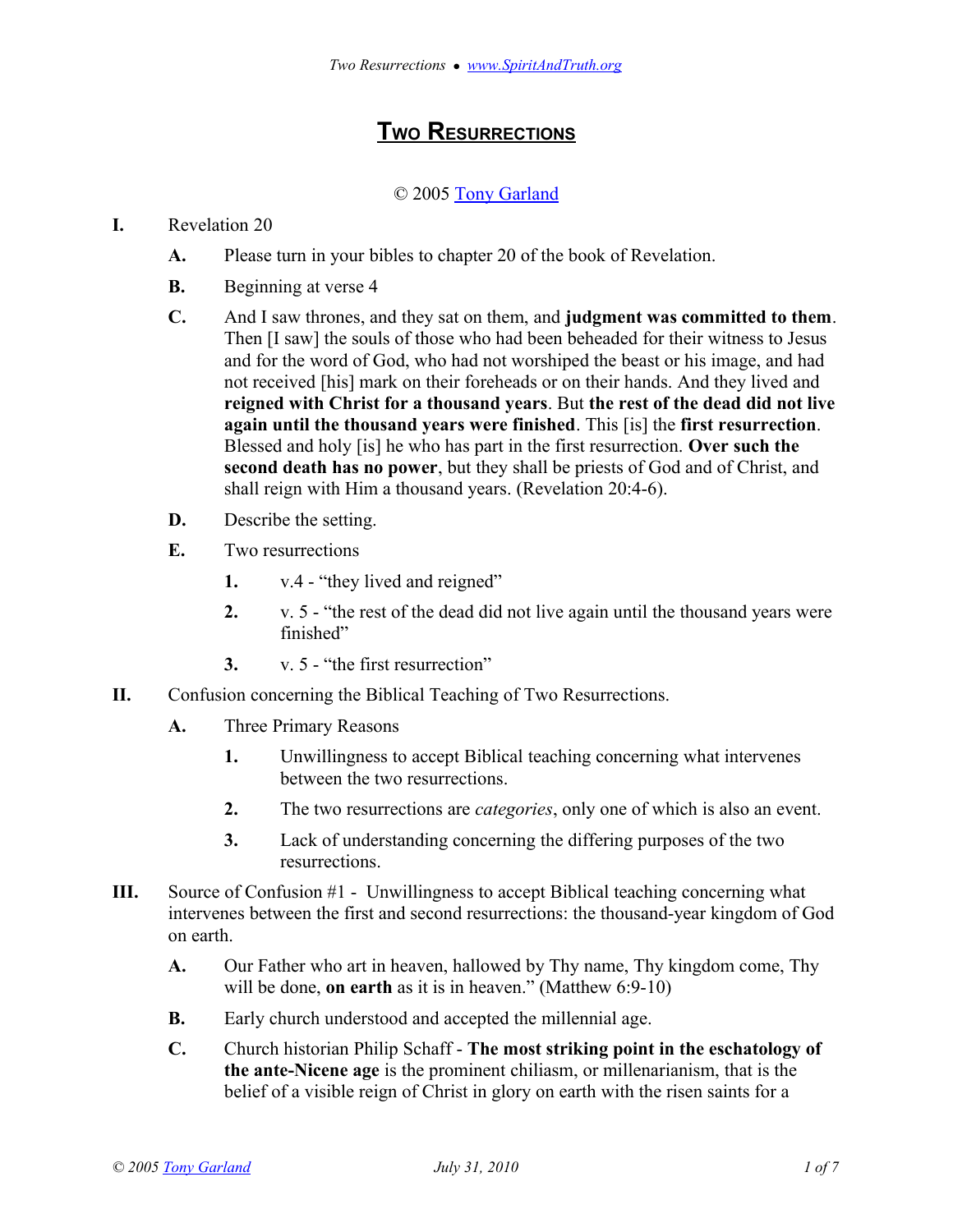# Two Resurrections

© 2005 Tony Garland

**I.** Revelation 20

- **A.** Please turn in your bibles to chapter 20 of the book of Revelation.
- **B.** Beginning at verse 4
- **C.** And I saw thrones, and they sat on them, and **judgment was committed to them**. Then [I saw] the souls of those who had been beheaded for their witness to Jesus and for the word of God, who had not worshiped the beast or his image, and had not received [his] mark on their foreheads or on their hands. And they lived and **reigned with Christ for a thousand years**. But **the rest of the dead did not live again until the thousand years were finished**. This [is] the **first resurrection**. Blessed and holy [is] he who has part in the first resurrection. **Over such the second death has no power**, but they shall be priests of God and of Christ, and shall reign with Him a thousand years. (Revelation 20:4-6).
- **D.** Describe the setting.
- **E.** Two resurrections
  - **1.** v.4 - "they lived and reigned"
  - **2.** v. 5 - "the rest of the dead did not live again until the thousand years were finished"
  - **3.** v. 5 - "the first resurrection"

**II.** Confusion concerning the Biblical Teaching of Two Resurrections.

- **A.** Three Primary Reasons
  - **1.** Unwillingness to accept Biblical teaching concerning what intervenes between the two resurrections.
  - **2.** The two resurrections are *categories*, only one of which is also an event.
  - **3.** Lack of understanding concerning the differing purposes of the two resurrections.

**III.** Source of Confusion #1 - Unwillingness to accept Biblical teaching concerning what intervenes between the first and second resurrections: the thousand-year kingdom of God on earth.

- **A.** Our Father who art in heaven, hallowed by Thy name, Thy kingdom come, Thy will be done, **on earth** as it is in heaven." (Matthew 6:9-10)
- **B.** Early church understood and accepted the millennial age.
- **C.** Church historian Philip Schaff - **The most striking point in the eschatology of the ante-Nicene age** is the prominent chiliasm, or millenarianism, that is the belief of a visible reign of Christ in glory on earth with the risen saints for a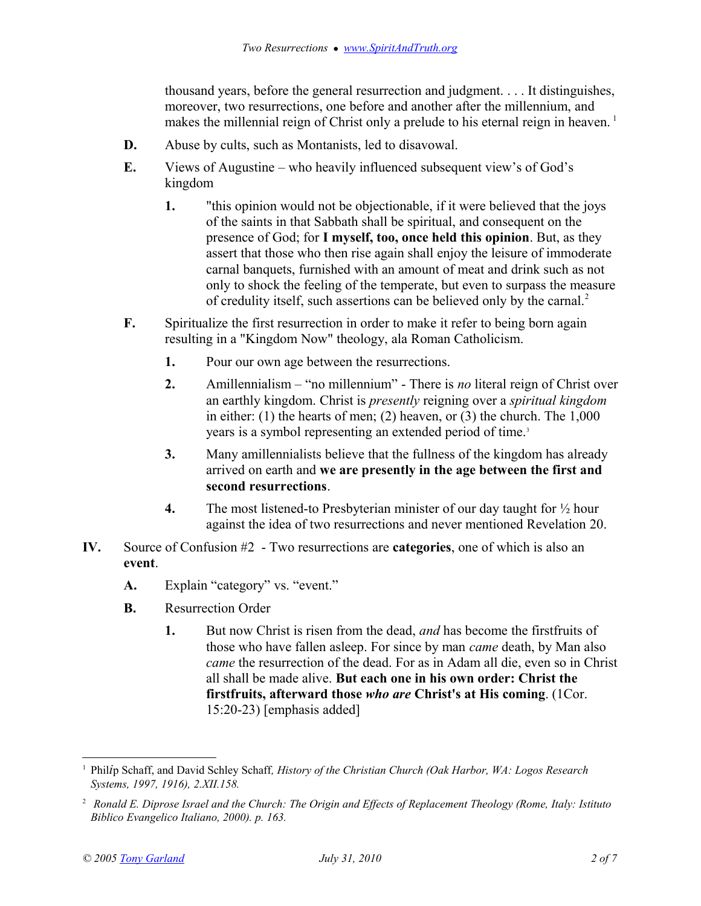thousand years, before the general resurrection and judgment. . . . It distinguishes, moreover, two resurrections, one before and another after the millennium, and makes the millennial reign of Christ only a prelude to his eternal reign in heaven. [1]

- **D.** Abuse by cults, such as Montanists, led to disavowal.
- **E.** Views of Augustine – who heavily influenced subsequent view's of God's kingdom
  - **1.** "this opinion would not be objectionable, if it were believed that the joys of the saints in that Sabbath shall be spiritual, and consequent on the presence of God; for **I myself, too, once held this opinion**. But, as they assert that those who then rise again shall enjoy the leisure of immoderate carnal banquets, furnished with an amount of meat and drink such as not only to shock the feeling of the temperate, but even to surpass the measure of credulity itself, such assertions can be believed only by the carnal.[2]
- **F.** Spiritualize the first resurrection in order to make it refer to being born again resulting in a "Kingdom Now" theology, ala Roman Catholicism.
  - **1.** Pour our own age between the resurrections.
  - **2.** Amillennialism – "no millennium" - There is *no* literal reign of Christ over an earthly kingdom. Christ is *presently* reigning over a *spiritual kingdom* in either: (1) the hearts of men; (2) heaven, or (3) the church. The 1,000 years is a symbol representing an extended period of time.[3]
  - **3.** Many amillennialists believe that the fullness of the kingdom has already arrived on earth and **we are presently in the age between the first and second resurrections**.
  - **4.** The most listened-to Presbyterian minister of our day taught for ½ hour against the idea of two resurrections and never mentioned Revelation 20.

**IV.** Source of Confusion #2 - Two resurrections are **categories**, one of which is also an **event**.

- **A.** Explain "category" vs. "event."
- **B.** Resurrection Order
  - **1.** But now Christ is risen from the dead, *and* has become the firstfruits of those who have fallen asleep. For since by man *came* death, by Man also *came* the resurrection of the dead. For as in Adam all die, even so in Christ all shall be made alive. **But each one in his own order: Christ the firstfruits, afterward those *who are* Christ's at His coming**. (1Cor. 15:20-23) [emphasis added]

---

[1] Philip Schaff, and David Schley Schaff, *History of the Christian Church (Oak Harbor, WA: Logos Research Systems, 1997, 1916), 2.XII.158.*

[2] *Ronald E. Diprose Israel and the Church: The Origin and Effects of Replacement Theology (Rome, Italy: Istituto Biblico Evangelico Italiano, 2000). p. 163.*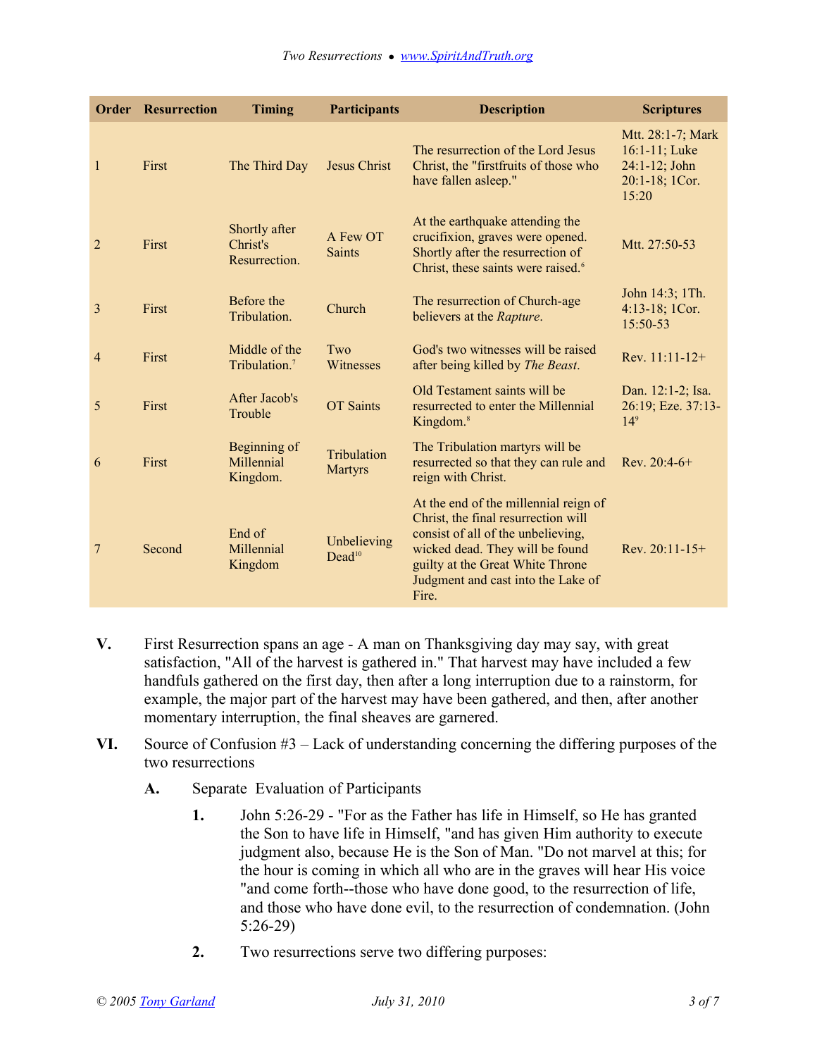| Order | Resurrection | Timing | Participants | Description | Scriptures |
|---|---|---|---|---|---|
| 1 | First | The Third Day | Jesus Christ | The resurrection of the Lord Jesus Christ, the "firstfruits of those who have fallen asleep." | Mtt. 28:1-7; Mark 16:1-11; Luke 24:1-12; John 20:1-18; 1Cor. 15:20 |
| 2 | First | Shortly after Christ's Resurrection. | A Few OT Saints | At the earthquake attending the crucifixion, graves were opened. Shortly after the resurrection of Christ, these saints were raised.[6] | Mtt. 27:50-53 |
| 3 | First | Before the Tribulation. | Church | The resurrection of Church-age believers at the *Rapture*. | John 14:3; 1Th. 4:13-18; 1Cor. 15:50-53 |
| 4 | First | Middle of the Tribulation.[7] | Two Witnesses | God's two witnesses will be raised after being killed by *The Beast*. | Rev. 11:11-12+ |
| 5 | First | After Jacob's Trouble | OT Saints | Old Testament saints will be resurrected to enter the Millennial Kingdom.[8] | Dan. 12:1-2; Isa. 26:19; Eze. 37:13-14[9] |
| 6 | First | Beginning of Millennial Kingdom. | Tribulation Martyrs | The Tribulation martyrs will be resurrected so that they can rule and reign with Christ. | Rev. 20:4-6+ |
| 7 | Second | End of Millennial Kingdom | Unbelieving Dead[10] | At the end of the millennial reign of Christ, the final resurrection will consist of all of the unbelieving, wicked dead. They will be found guilty at the Great White Throne Judgment and cast into the Lake of Fire. | Rev. 20:11-15+ |

**V.** First Resurrection spans an age - A man on Thanksgiving day may say, with great satisfaction, "All of the harvest is gathered in." That harvest may have included a few handfuls gathered on the first day, then after a long interruption due to a rainstorm, for example, the major part of the harvest may have been gathered, and then, after another momentary interruption, the final sheaves are garnered.

**VI.** Source of Confusion #3 – Lack of understanding concerning the differing purposes of the two resurrections

**A.** Separate Evaluation of Participants

**1.** John 5:26-29 - "For as the Father has life in Himself, so He has granted the Son to have life in Himself, "and has given Him authority to execute judgment also, because He is the Son of Man. "Do not marvel at this; for the hour is coming in which all who are in the graves will hear His voice "and come forth--those who have done good, to the resurrection of life, and those who have done evil, to the resurrection of condemnation. (John 5:26-29)

**2.** Two resurrections serve two differing purposes: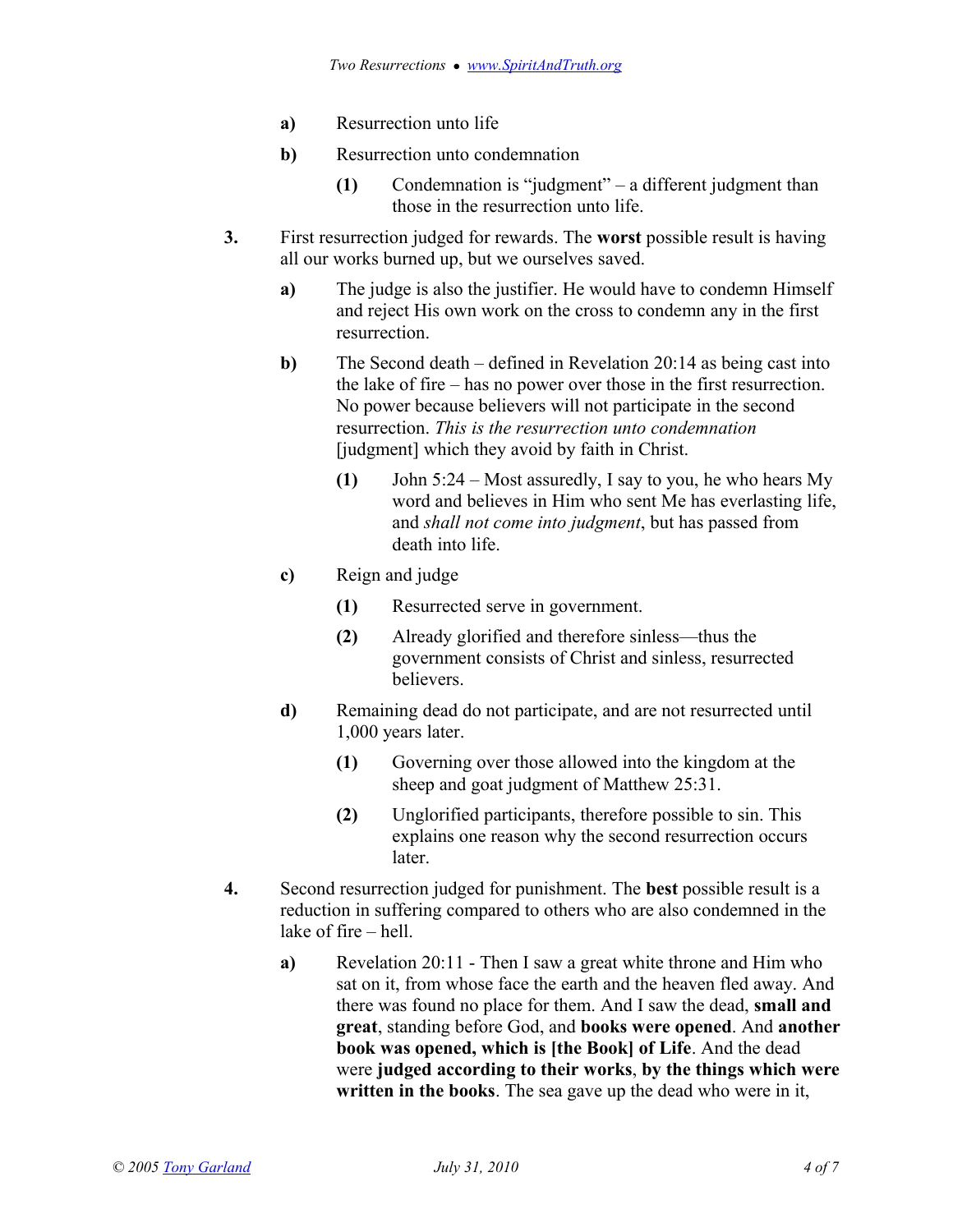a) Resurrection unto life

b) Resurrection unto condemnation

   (1) Condemnation is "judgment" – a different judgment than those in the resurrection unto life.

3. First resurrection judged for rewards. The **worst** possible result is having all our works burned up, but we ourselves saved.

   a) The judge is also the justifier. He would have to condemn Himself and reject His own work on the cross to condemn any in the first resurrection.

   b) The Second death – defined in Revelation 20:14 as being cast into the lake of fire – has no power over those in the first resurrection. No power because believers will not participate in the second resurrection. *This is the resurrection unto condemnation* [judgment] which they avoid by faith in Christ.

      (1) John 5:24 – Most assuredly, I say to you, he who hears My word and believes in Him who sent Me has everlasting life, and *shall not come into judgment*, but has passed from death into life.

   c) Reign and judge

      (1) Resurrected serve in government.

      (2) Already glorified and therefore sinless—thus the government consists of Christ and sinless, resurrected believers.

   d) Remaining dead do not participate, and are not resurrected until 1,000 years later.

      (1) Governing over those allowed into the kingdom at the sheep and goat judgment of Matthew 25:31.

      (2) Unglorified participants, therefore possible to sin. This explains one reason why the second resurrection occurs later.

4. Second resurrection judged for punishment. The **best** possible result is a reduction in suffering compared to others who are also condemned in the lake of fire – hell.

   a) Revelation 20:11 - Then I saw a great white throne and Him who sat on it, from whose face the earth and the heaven fled away. And there was found no place for them. And I saw the dead, **small and great**, standing before God, and **books were opened**. And **another book was opened, which is [the Book] of Life**. And the dead were **judged according to their works**, **by the things which were written in the books**. The sea gave up the dead who were in it,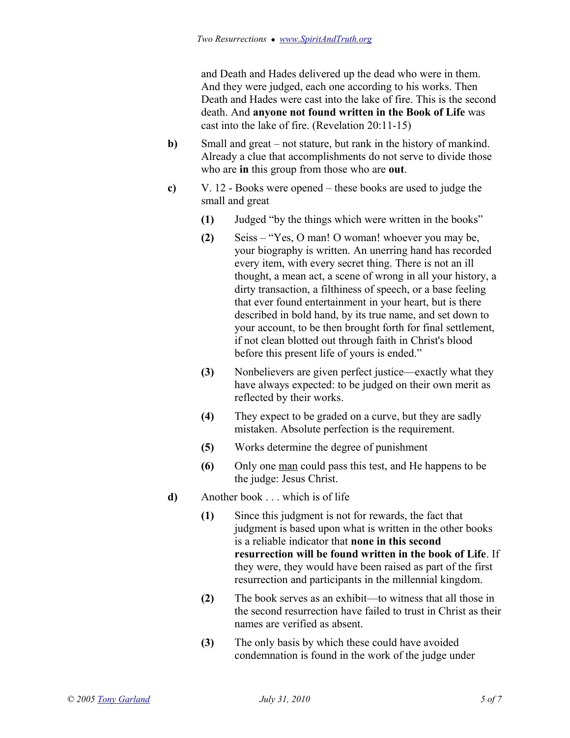and Death and Hades delivered up the dead who were in them. And they were judged, each one according to his works. Then Death and Hades were cast into the lake of fire. This is the second death. And **anyone not found written in the Book of Life** was cast into the lake of fire. (Revelation 20:11-15)

- **b)** Small and great – not stature, but rank in the history of mankind. Already a clue that accomplishments do not serve to divide those who are **in** this group from those who are **out**.

- **c)** V. 12 - Books were opened – these books are used to judge the small and great
  - **(1)** Judged "by the things which were written in the books"
  - **(2)** Seiss – "Yes, O man! O woman! whoever you may be, your biography is written. An unerring hand has recorded every item, with every secret thing. There is not an ill thought, a mean act, a scene of wrong in all your history, a dirty transaction, a filthiness of speech, or a base feeling that ever found entertainment in your heart, but is there described in bold hand, by its true name, and set down to your account, to be then brought forth for final settlement, if not clean blotted out through faith in Christ's blood before this present life of yours is ended."
  - **(3)** Nonbelievers are given perfect justice—exactly what they have always expected: to be judged on their own merit as reflected by their works.
  - **(4)** They expect to be graded on a curve, but they are sadly mistaken. Absolute perfection is the requirement.
  - **(5)** Works determine the degree of punishment
  - **(6)** Only one <u>man</u> could pass this test, and He happens to be the judge: Jesus Christ.

- **d)** Another book . . . which is of life
  - **(1)** Since this judgment is not for rewards, the fact that judgment is based upon what is written in the other books is a reliable indicator that **none in this second resurrection will be found written in the book of Life**. If they were, they would have been raised as part of the first resurrection and participants in the millennial kingdom.
  - **(2)** The book serves as an exhibit—to witness that all those in the second resurrection have failed to trust in Christ as their names are verified as absent.
  - **(3)** The only basis by which these could have avoided condemnation is found in the work of the judge under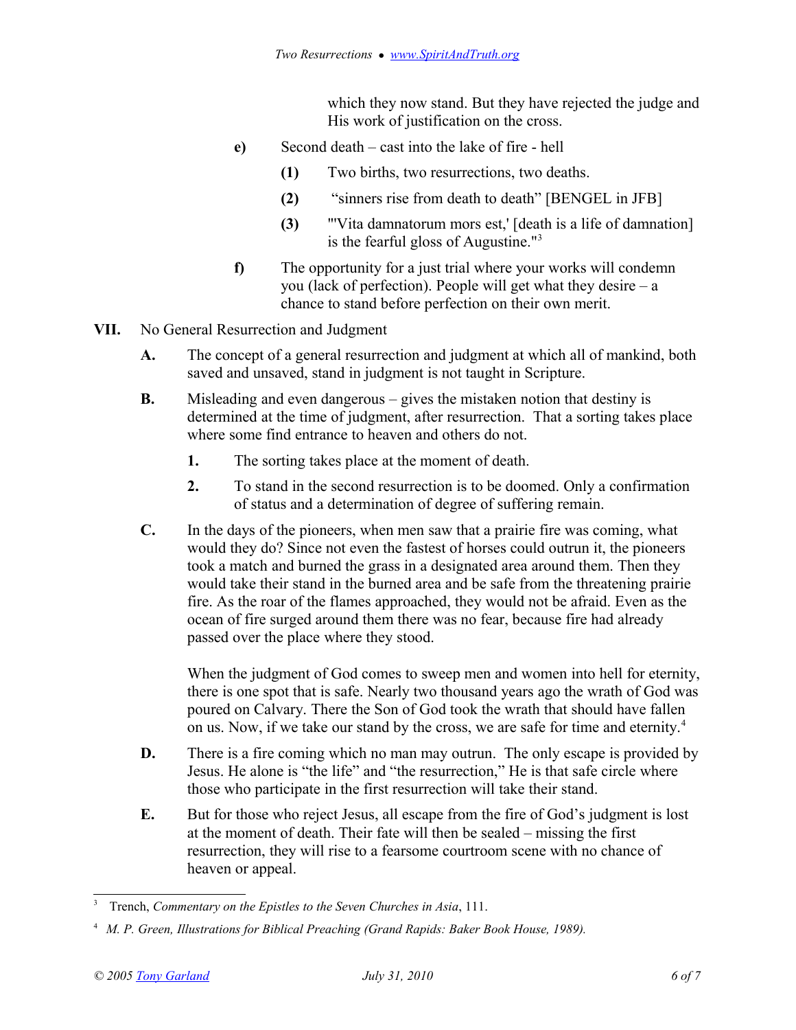which they now stand. But they have rejected the judge and His work of justification on the cross.

e) Second death – cast into the lake of fire - hell

(1) Two births, two resurrections, two deaths.

(2) "sinners rise from death to death" [BENGEL in JFB]

(3) "'Vita damnatorum mors est,' [death is a life of damnation] is the fearful gloss of Augustine."[3]

f) The opportunity for a just trial where your works will condemn you (lack of perfection). People will get what they desire – a chance to stand before perfection on their own merit.

## VII. No General Resurrection and Judgment

**A.** The concept of a general resurrection and judgment at which all of mankind, both saved and unsaved, stand in judgment is not taught in Scripture.

**B.** Misleading and even dangerous – gives the mistaken notion that destiny is determined at the time of judgment, after resurrection. That a sorting takes place where some find entrance to heaven and others do not.

1. The sorting takes place at the moment of death.
2. To stand in the second resurrection is to be doomed. Only a confirmation of status and a determination of degree of suffering remain.

**C.** In the days of the pioneers, when men saw that a prairie fire was coming, what would they do? Since not even the fastest of horses could outrun it, the pioneers took a match and burned the grass in a designated area around them. Then they would take their stand in the burned area and be safe from the threatening prairie fire. As the roar of the flames approached, they would not be afraid. Even as the ocean of fire surged around them there was no fear, because fire had already passed over the place where they stood.

When the judgment of God comes to sweep men and women into hell for eternity, there is one spot that is safe. Nearly two thousand years ago the wrath of God was poured on Calvary. There the Son of God took the wrath that should have fallen on us. Now, if we take our stand by the cross, we are safe for time and eternity.[4]

**D.** There is a fire coming which no man may outrun. The only escape is provided by Jesus. He alone is "the life" and "the resurrection," He is that safe circle where those who participate in the first resurrection will take their stand.

**E.** But for those who reject Jesus, all escape from the fire of God's judgment is lost at the moment of death. Their fate will then be sealed – missing the first resurrection, they will rise to a fearsome courtroom scene with no chance of heaven or appeal.

---

[3] Trench, *Commentary on the Epistles to the Seven Churches in Asia*, 111.

[4] *M. P. Green, Illustrations for Biblical Preaching (Grand Rapids: Baker Book House, 1989).*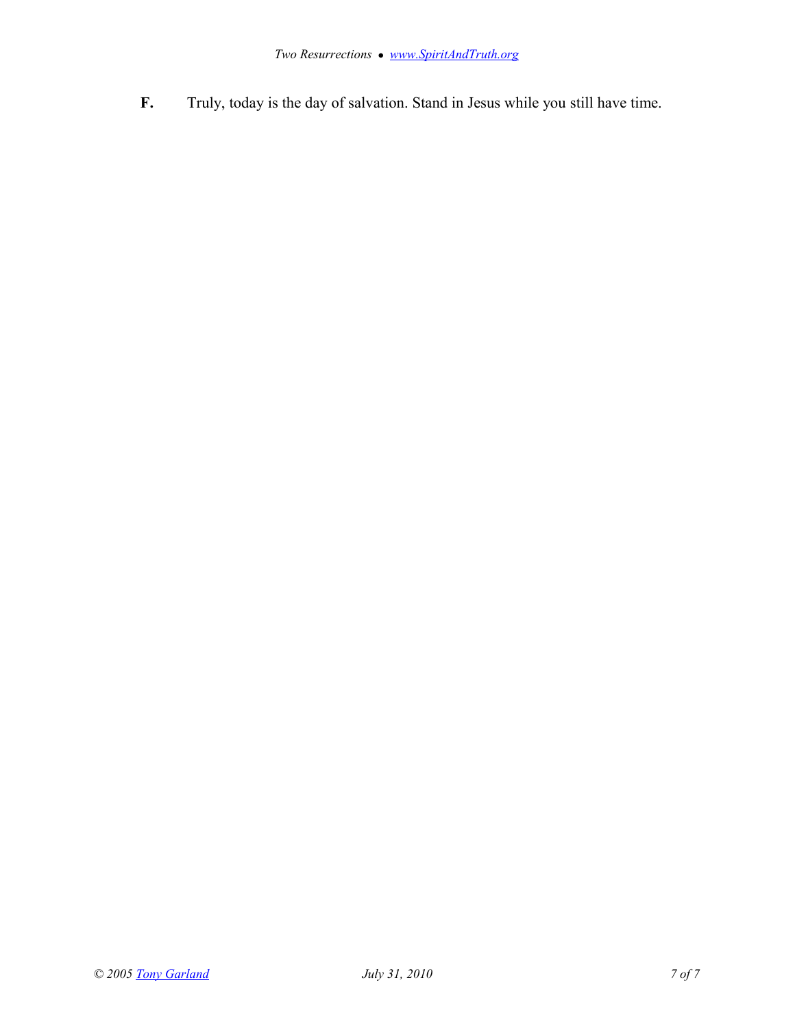**F.** Truly, today is the day of salvation. Stand in Jesus while you still have time.